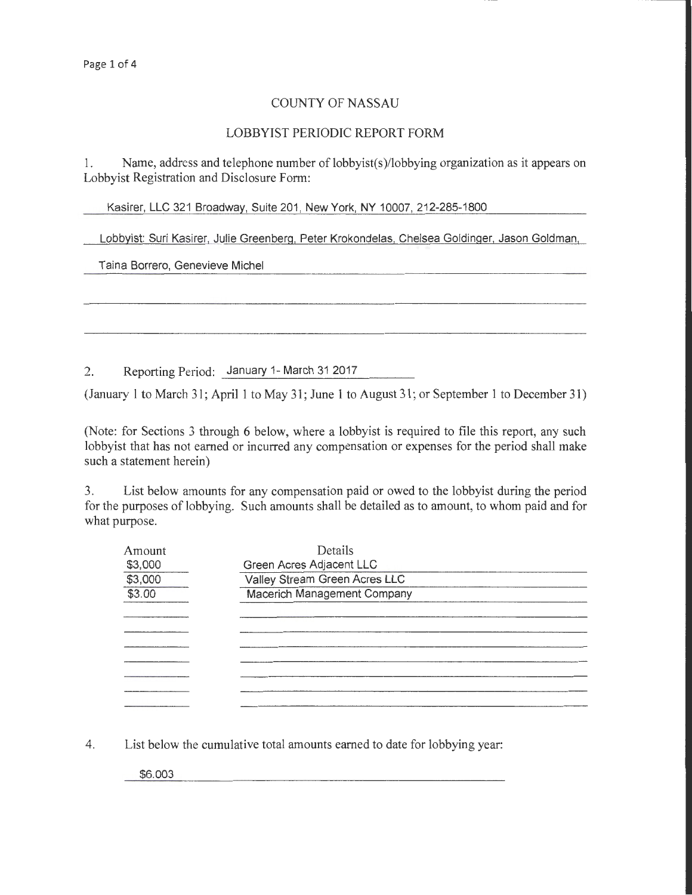# COUNTY OF NASSAU

## LOBBYIST PERIODIC REPORT FORM

1. Name, address and telephone number of lobbyist(s)/lobbying organization as it appears on Lobbyist Registration and Disclosure Form:

Kasirer, LLC 321 Broadway, Suite 201, New York, NY 10007, 212-285-1800

Lobbyist: Suri Kasirer, Julie Greenberg, Peter Krokondelas, Chelsea Goldinger, Jason Goldman, Taina Borrero, Genevieve Michel

2. Reporting Period: January 1- March 31 2017

(January 1 to March 31; April 1 to May 31; June 1 to August 31; or September 1 to December 31)

(Note: for Sections 3 through 6 below, where a lobbyist is required to file this report, any such lobbyist that has not earned or incurred any compensation or expenses for the period shall make such a statement herein)

3. List below amounts for any compensation paid or owed to the lobbyist during the period for the purposes of lobbying. Such amounts shall be detailed as to amount, to whom paid and for what purpose.

| Amount | Details |
|---|---|
| $3,000 | Green Acres Adjacent LLC |
| $3,000 | Valley Stream Green Acres LLC |
| $3.00 | Macerich Management Company |

4. List below the cumulative total amounts earned to date for lobbying year:

$6.003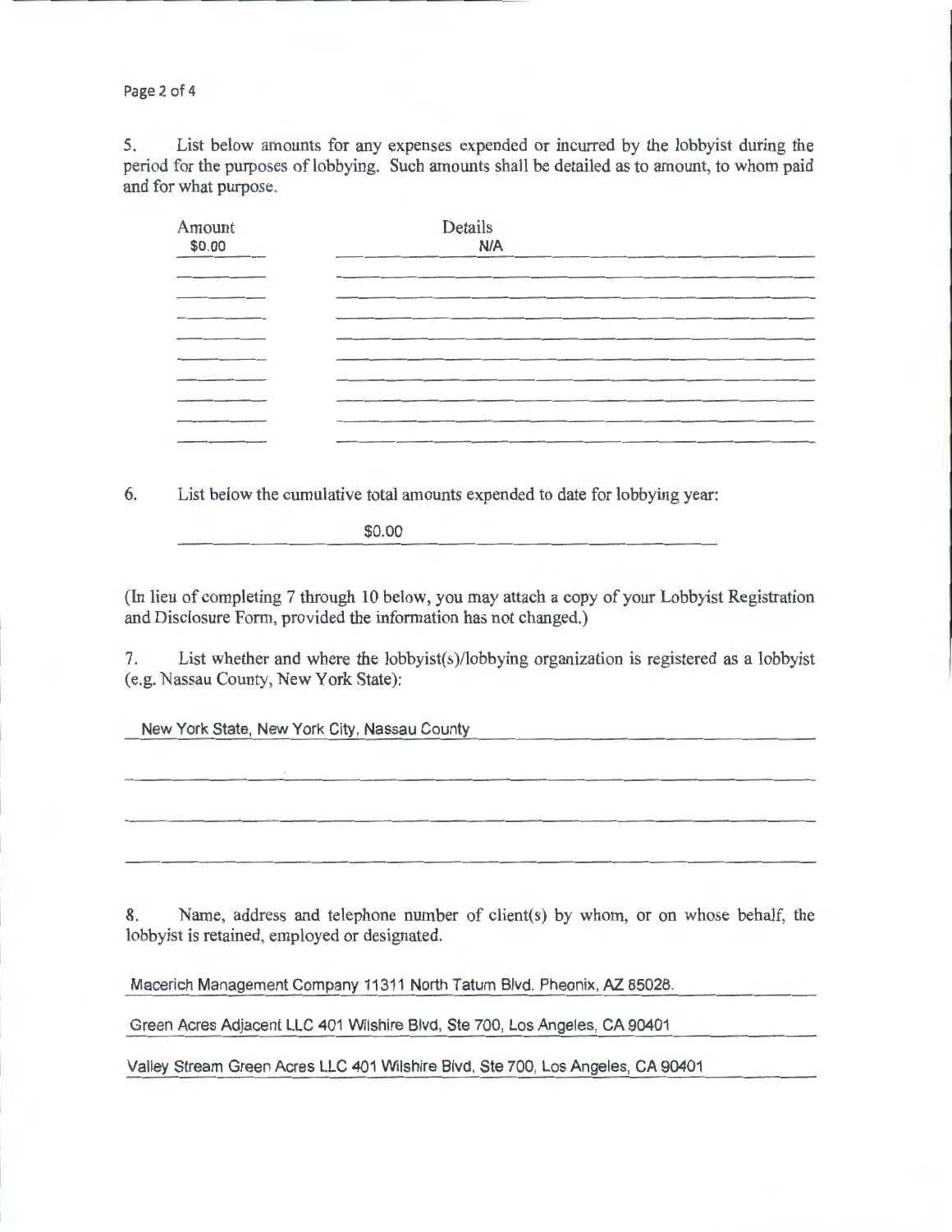5. List below amounts for any expenses expended or incurred by the lobbyist during the period for the purposes of lobbying. Such amounts shall be detailed as to amount, to whom paid and for what purpose.

| Amount | Details |
|---|---|
| $0.00 | N/A |

6. List below the cumulative total amounts expended to date for lobbying year:

$0.00

(In lieu of completing 7 through 10 below, you may attach a copy of your Lobbyist Registration and Disclosure Form, provided the information has not changed.)

7. List whether and where the lobbyist(s)/lobbying organization is registered as a lobbyist (e.g. Nassau County, New York State):

New York State, New York City, Nassau County

8. Name, address and telephone number of client(s) by whom, or on whose behalf, the lobbyist is retained, employed or designated.

Macerich Management Company 11311 North Tatum Blvd. Pheonix, AZ 85028.

Green Acres Adjacent LLC 401 Wilshire Blvd, Ste 700, Los Angeles, CA 90401

Valley Stream Green Acres LLC 401 Wilshire Blvd, Ste 700, Los Angeles, CA 90401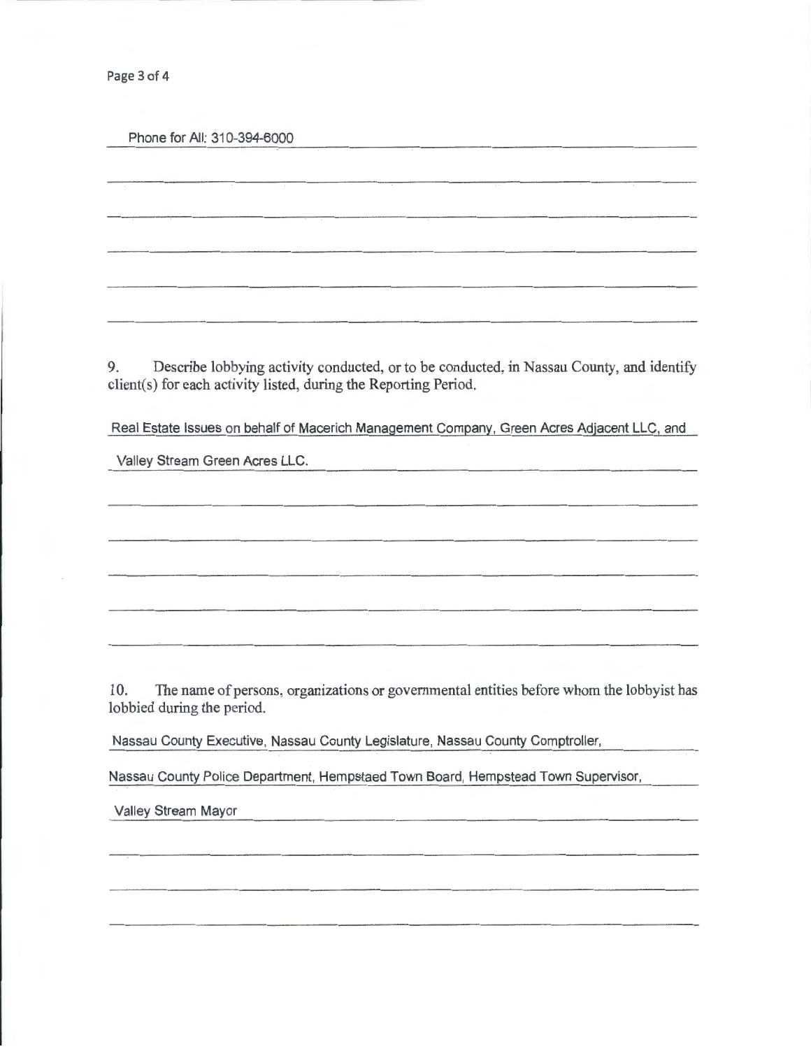Phone for All: 310-394-6000

9. Describe lobbying activity conducted, or to be conducted, in Nassau County, and identify client(s) for each activity listed, during the Reporting Period.

Real Estate Issues on behalf of Macerich Management Company, Green Acres Adjacent LLC, and Valley Stream Green Acres LLC.

10. The name of persons, organizations or governmental entities before whom the lobbyist has lobbied during the period.

Nassau County Executive, Nassau County Legislature, Nassau County Comptroller, Nassau County Police Department, Hempstaed Town Board, Hempstead Town Supervisor, Valley Stream Mayor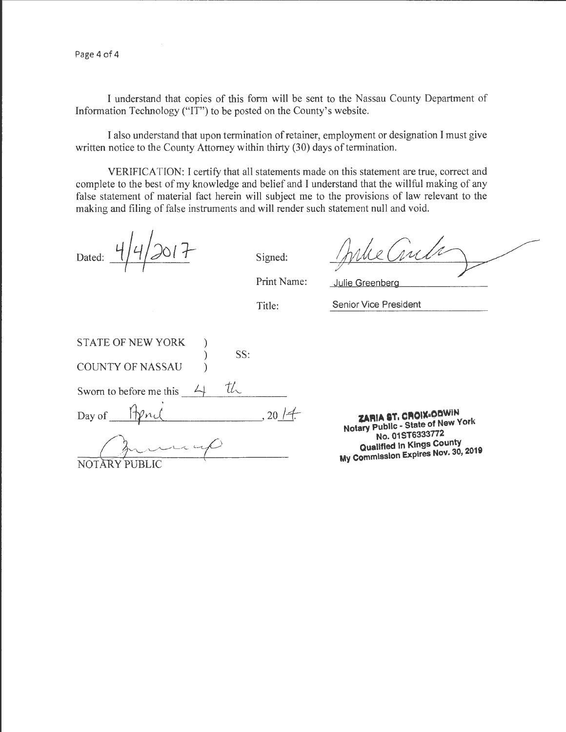I understand that copies of this form will be sent to the Nassau County Department of Information Technology ("IT") to be posted on the County's website.

I also understand that upon termination of retainer, employment or designation I must give written notice to the County Attorney within thirty (30) days of termination.

VERIFICATION: I certify that all statements made on this statement are true, correct and complete to the best of my knowledge and belief and I understand that the willful making of any false statement of material fact herein will subject me to the provisions of law relevant to the making and filing of false instruments and will render such statement null and void.

Dated: 4/4/2017

Signed: Julie Greenberg

Print Name: Julie Greenberg

Title: Senior Vice President

STATE OF NEW YORK )
) SS:
COUNTY OF NASSAU )

Sworn to before me this 4th

Day of April, 2017

NOTARY PUBLIC

**ZARIA ST. CROIX-ODWIN**
Notary Public - State of New York
No. 01ST6333772
Qualified in Kings County
My Commission Expires Nov. 30, 2019